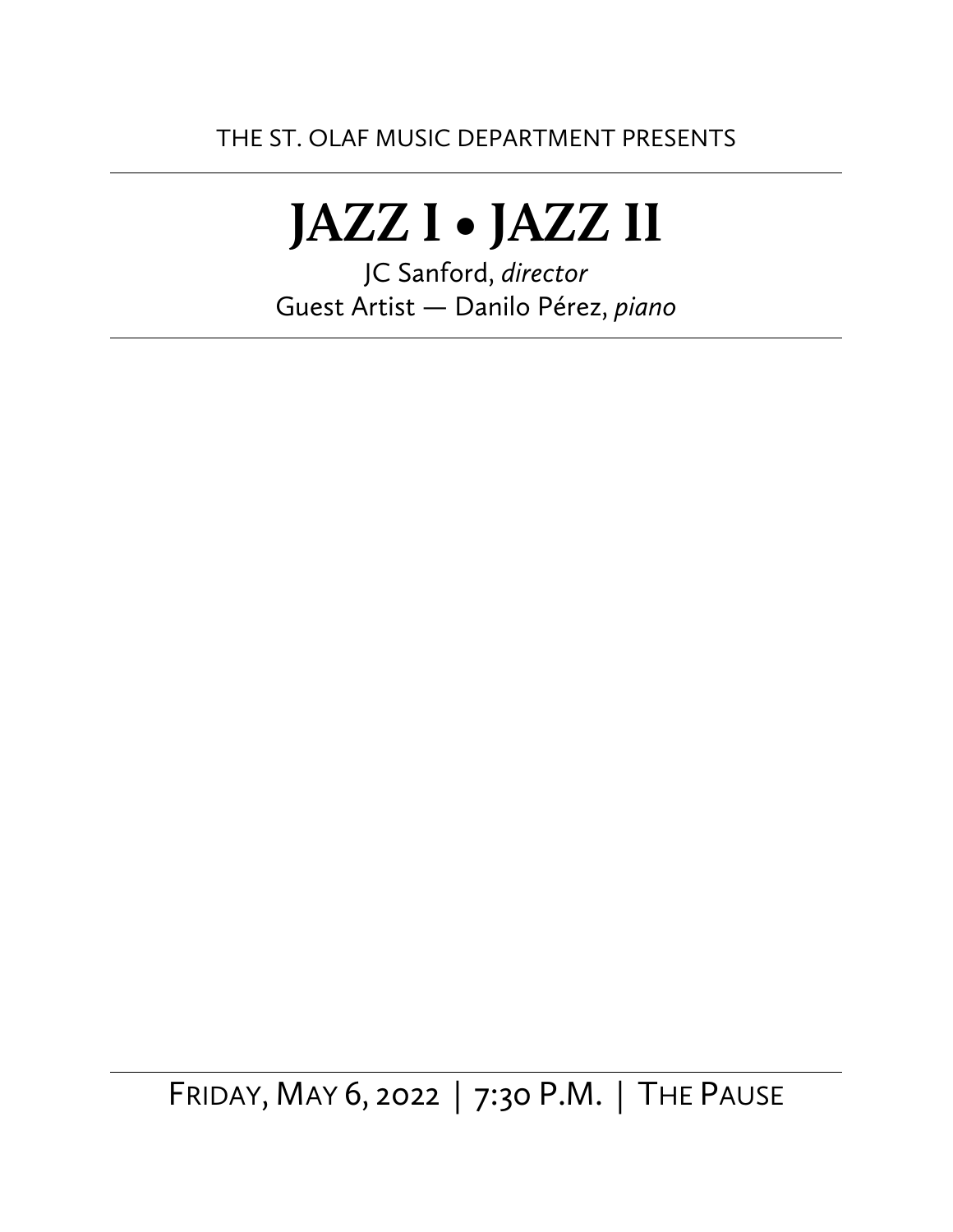THE ST. OLAF MUSIC DEPARTMENT PRESENTS

---

# JAZZ I • JAZZ II

JC Sanford, *director*
Guest Artist — Danilo Pérez, *piano*

---

---

FRIDAY, MAY 6, 2022 | 7:30 P.M. | THE PAUSE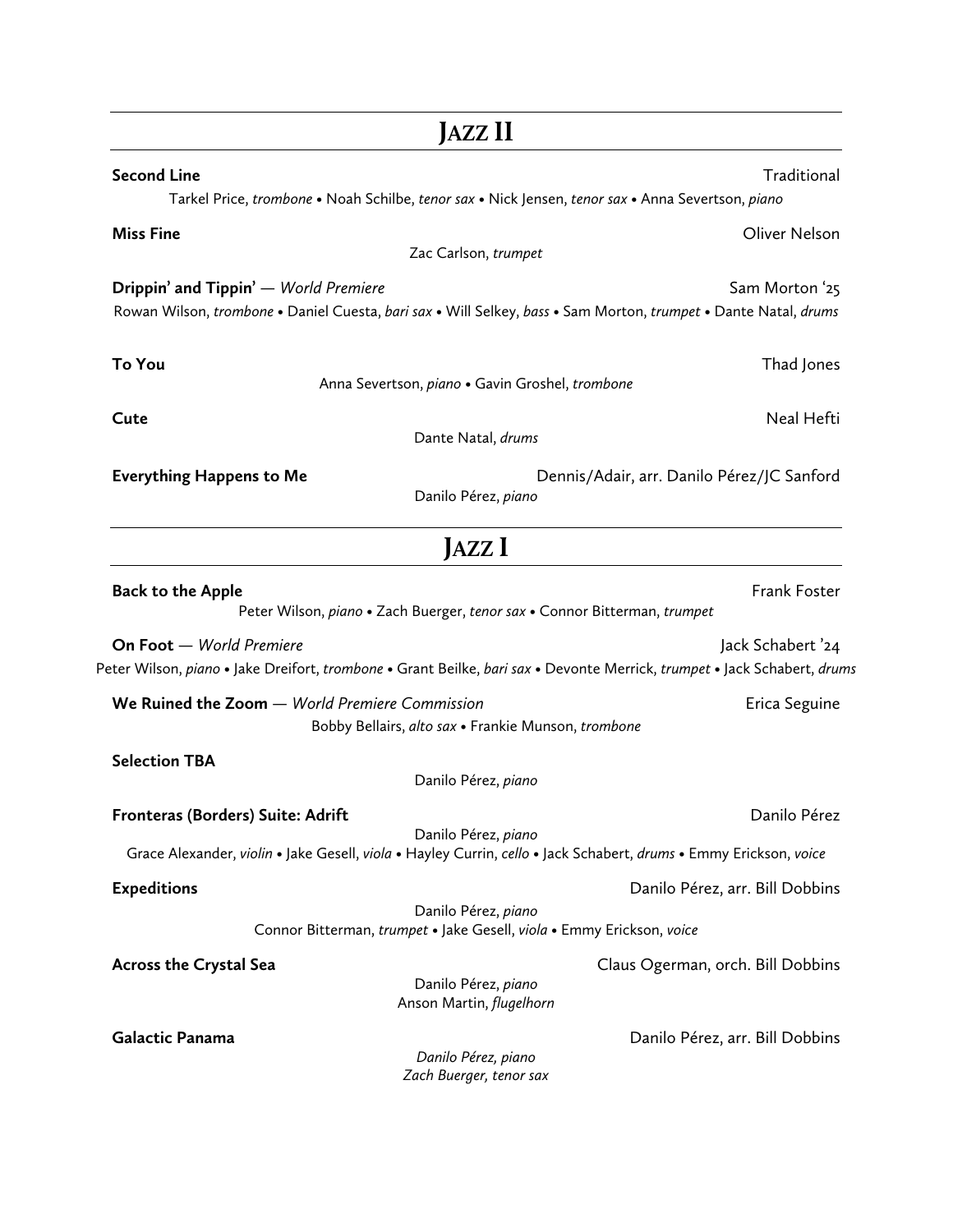## JAZZ II

**Second Line** — Traditional

Tarkel Price, *trombone* • Noah Schilbe, *tenor sax* • Nick Jensen, *tenor sax* • Anna Severtson, *piano*

**Miss Fine** — Oliver Nelson

Zac Carlson, *trumpet*

**Drippin' and Tippin'** — *World Premiere* — Sam Morton '25

Rowan Wilson, *trombone* • Daniel Cuesta, *bari sax* • Will Selkey, *bass* • Sam Morton, *trumpet* • Dante Natal, *drums*

**To You** — Thad Jones

Anna Severtson, *piano* • Gavin Groshel, *trombone*

**Cute** — Neal Hefti

Dante Natal, *drums*

**Everything Happens to Me** — Dennis/Adair, arr. Danilo Pérez/JC Sanford

Danilo Pérez, *piano*

## JAZZ I

**Back to the Apple** — Frank Foster

Peter Wilson, *piano* • Zach Buerger, *tenor sax* • Connor Bitterman, *trumpet*

**On Foot** — *World Premiere* — Jack Schabert '24

Peter Wilson, *piano* • Jake Dreifort, *trombone* • Grant Beilke, *bari sax* • Devonte Merrick, *trumpet* • Jack Schabert, *drums*

**We Ruined the Zoom** — *World Premiere Commission* — Erica Seguine

Bobby Bellairs, *alto sax* • Frankie Munson, *trombone*

**Selection TBA**

Danilo Pérez, *piano*

**Fronteras (Borders) Suite: Adrift** — Danilo Pérez

Danilo Pérez, *piano*

Grace Alexander, *violin* • Jake Gesell, *viola* • Hayley Currin, *cello* • Jack Schabert, *drums* • Emmy Erickson, *voice*

**Expeditions** — Danilo Pérez, arr. Bill Dobbins

Danilo Pérez, *piano*

Connor Bitterman, *trumpet* • Jake Gesell, *viola* • Emmy Erickson, *voice*

**Across the Crystal Sea** — Claus Ogerman, orch. Bill Dobbins

Danilo Pérez, *piano*

Anson Martin, *flugelhorn*

**Galactic Panama** — Danilo Pérez, arr. Bill Dobbins

*Danilo Pérez, piano*

*Zach Buerger, tenor sax*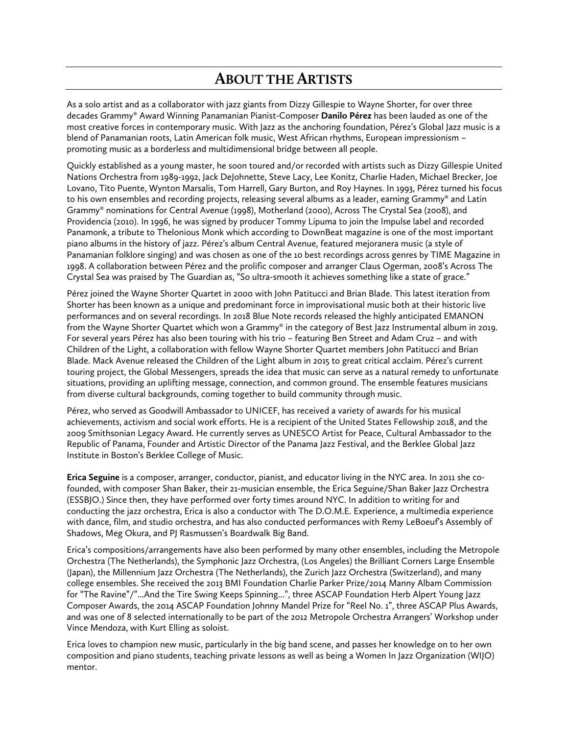# About the Artists

As a solo artist and as a collaborator with jazz giants from Dizzy Gillespie to Wayne Shorter, for over three decades Grammy® Award Winning Panamanian Pianist-Composer **Danilo Pérez** has been lauded as one of the most creative forces in contemporary music. With Jazz as the anchoring foundation, Pérez's Global Jazz music is a blend of Panamanian roots, Latin American folk music, West African rhythms, European impressionism – promoting music as a borderless and multidimensional bridge between all people.

Quickly established as a young master, he soon toured and/or recorded with artists such as Dizzy Gillespie United Nations Orchestra from 1989-1992, Jack DeJohnette, Steve Lacy, Lee Konitz, Charlie Haden, Michael Brecker, Joe Lovano, Tito Puente, Wynton Marsalis, Tom Harrell, Gary Burton, and Roy Haynes. In 1993, Pérez turned his focus to his own ensembles and recording projects, releasing several albums as a leader, earning Grammy® and Latin Grammy® nominations for Central Avenue (1998), Motherland (2000), Across The Crystal Sea (2008), and Providencia (2010). In 1996, he was signed by producer Tommy Lipuma to join the Impulse label and recorded Panamonk, a tribute to Thelonious Monk which according to DownBeat magazine is one of the most important piano albums in the history of jazz. Pérez's album Central Avenue, featured mejoranera music (a style of Panamanian folklore singing) and was chosen as one of the 10 best recordings across genres by TIME Magazine in 1998. A collaboration between Pérez and the prolific composer and arranger Claus Ogerman, 2008's Across The Crystal Sea was praised by The Guardian as, "So ultra-smooth it achieves something like a state of grace."

Pérez joined the Wayne Shorter Quartet in 2000 with John Patitucci and Brian Blade. This latest iteration from Shorter has been known as a unique and predominant force in improvisational music both at their historic live performances and on several recordings. In 2018 Blue Note records released the highly anticipated EMANON from the Wayne Shorter Quartet which won a Grammy® in the category of Best Jazz Instrumental album in 2019. For several years Pérez has also been touring with his trio – featuring Ben Street and Adam Cruz – and with Children of the Light, a collaboration with fellow Wayne Shorter Quartet members John Patitucci and Brian Blade. Mack Avenue released the Children of the Light album in 2015 to great critical acclaim. Pérez's current touring project, the Global Messengers, spreads the idea that music can serve as a natural remedy to unfortunate situations, providing an uplifting message, connection, and common ground. The ensemble features musicians from diverse cultural backgrounds, coming together to build community through music.

Pérez, who served as Goodwill Ambassador to UNICEF, has received a variety of awards for his musical achievements, activism and social work efforts. He is a recipient of the United States Fellowship 2018, and the 2009 Smithsonian Legacy Award. He currently serves as UNESCO Artist for Peace, Cultural Ambassador to the Republic of Panama, Founder and Artistic Director of the Panama Jazz Festival, and the Berklee Global Jazz Institute in Boston's Berklee College of Music.

**Erica Seguine** is a composer, arranger, conductor, pianist, and educator living in the NYC area. In 2011 she co-founded, with composer Shan Baker, their 21-musician ensemble, the Erica Seguine/Shan Baker Jazz Orchestra (ESSBJO.) Since then, they have performed over forty times around NYC. In addition to writing for and conducting the jazz orchestra, Erica is also a conductor with The D.O.M.E. Experience, a multimedia experience with dance, film, and studio orchestra, and has also conducted performances with Remy LeBoeuf's Assembly of Shadows, Meg Okura, and PJ Rasmussen's Boardwalk Big Band.

Erica's compositions/arrangements have also been performed by many other ensembles, including the Metropole Orchestra (The Netherlands), the Symphonic Jazz Orchestra, (Los Angeles) the Brilliant Corners Large Ensemble (Japan), the Millennium Jazz Orchestra (The Netherlands), the Zurich Jazz Orchestra (Switzerland), and many college ensembles. She received the 2013 BMI Foundation Charlie Parker Prize/2014 Manny Albam Commission for "The Ravine"/"...And the Tire Swing Keeps Spinning...", three ASCAP Foundation Herb Alpert Young Jazz Composer Awards, the 2014 ASCAP Foundation Johnny Mandel Prize for "Reel No. 1", three ASCAP Plus Awards, and was one of 8 selected internationally to be part of the 2012 Metropole Orchestra Arrangers' Workshop under Vince Mendoza, with Kurt Elling as soloist.

Erica loves to champion new music, particularly in the big band scene, and passes her knowledge on to her own composition and piano students, teaching private lessons as well as being a Women In Jazz Organization (WIJO) mentor.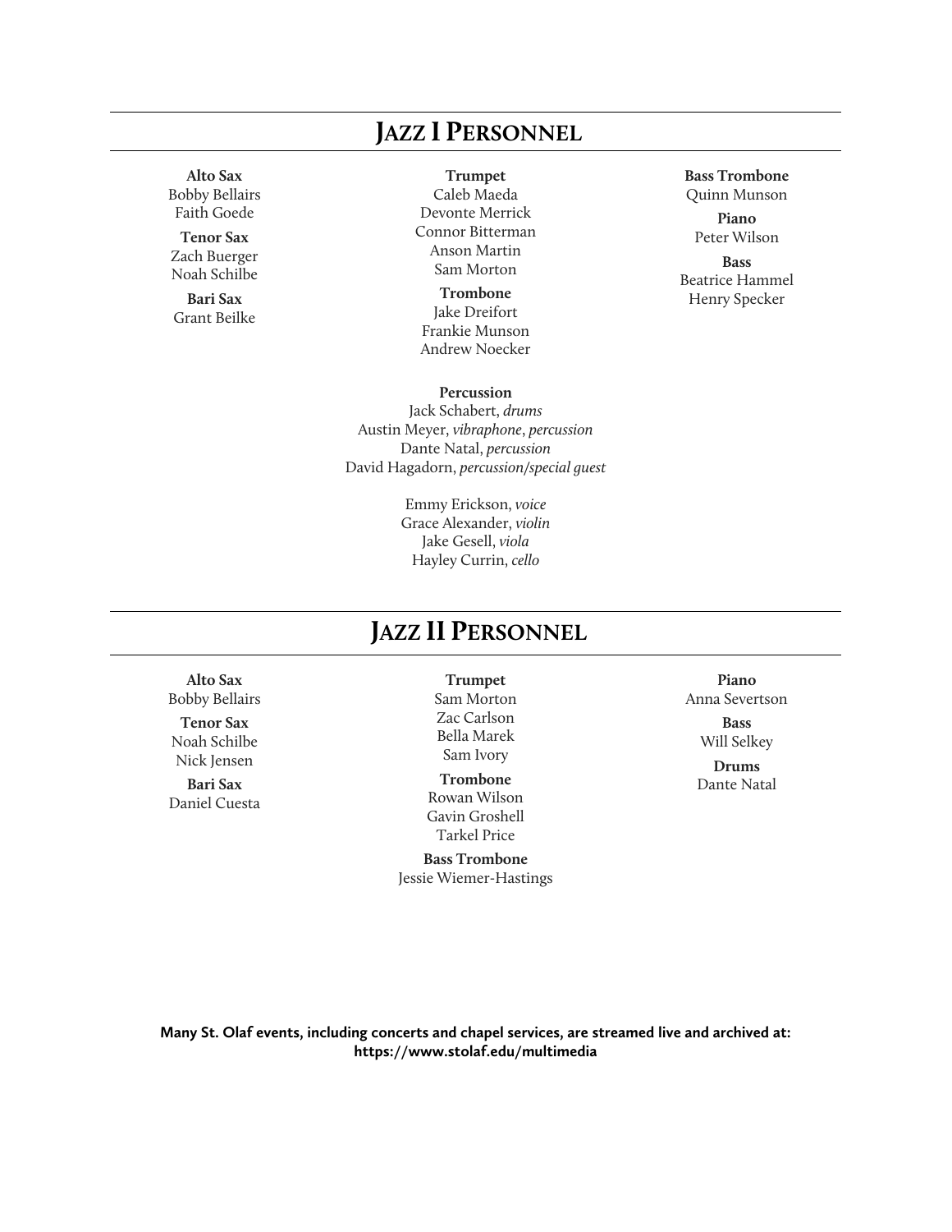## JAZZ I PERSONNEL

**Alto Sax**
Bobby Bellairs
Faith Goede

**Tenor Sax**
Zach Buerger
Noah Schilbe

**Bari Sax**
Grant Beilke

**Trumpet**
Caleb Maeda
Devonte Merrick
Connor Bitterman
Anson Martin
Sam Morton

**Trombone**
Jake Dreifort
Frankie Munson
Andrew Noecker

**Bass Trombone**
Quinn Munson

**Piano**
Peter Wilson

**Bass**
Beatrice Hammel
Henry Specker

**Percussion**
Jack Schabert, *drums*
Austin Meyer, *vibraphone, percussion*
Dante Natal, *percussion*
David Hagadorn, *percussion/special guest*

Emmy Erickson, *voice*
Grace Alexander, *violin*
Jake Gesell, *viola*
Hayley Currin, *cello*

## JAZZ II PERSONNEL

**Alto Sax**
Bobby Bellairs

**Tenor Sax**
Noah Schilbe
Nick Jensen

**Bari Sax**
Daniel Cuesta

**Trumpet**
Sam Morton
Zac Carlson
Bella Marek
Sam Ivory

**Trombone**
Rowan Wilson
Gavin Groshell
Tarkel Price

**Bass Trombone**
Jessie Wiemer-Hastings

**Piano**
Anna Severtson

**Bass**
Will Selkey

**Drums**
Dante Natal

**Many St. Olaf events, including concerts and chapel services, are streamed live and archived at: https://www.stolaf.edu/multimedia**